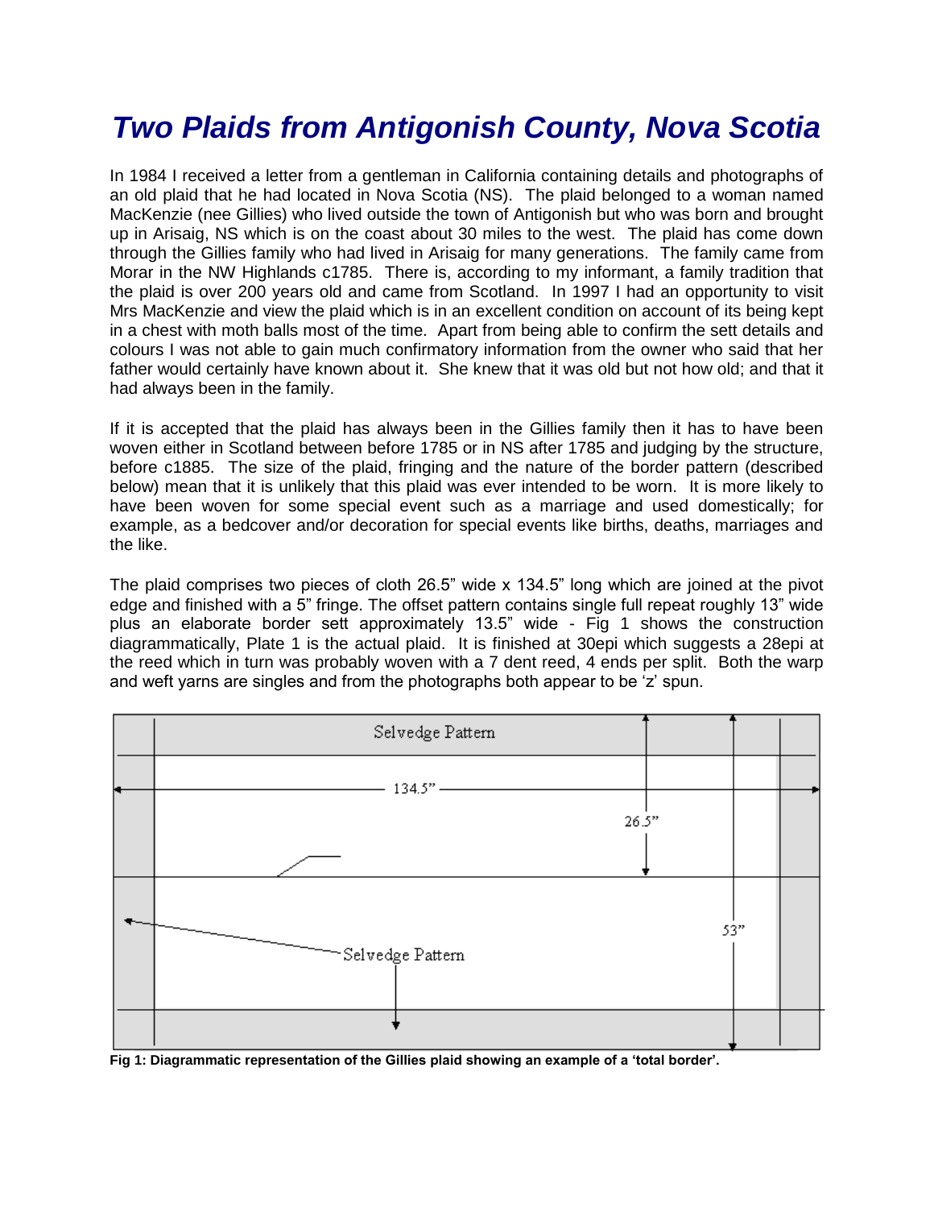# *Two Plaids from Antigonish County, Nova Scotia*

In 1984 I received a letter from a gentleman in California containing details and photographs of an old plaid that he had located in Nova Scotia (NS). The plaid belonged to a woman named MacKenzie (nee Gillies) who lived outside the town of Antigonish but who was born and brought up in Arisaig, NS which is on the coast about 30 miles to the west. The plaid has come down through the Gillies family who had lived in Arisaig for many generations. The family came from Morar in the NW Highlands c1785. There is, according to my informant, a family tradition that the plaid is over 200 years old and came from Scotland. In 1997 I had an opportunity to visit Mrs MacKenzie and view the plaid which is in an excellent condition on account of its being kept in a chest with moth balls most of the time. Apart from being able to confirm the sett details and colours I was not able to gain much confirmatory information from the owner who said that her father would certainly have known about it. She knew that it was old but not how old; and that it had always been in the family.

If it is accepted that the plaid has always been in the Gillies family then it has to have been woven either in Scotland between before 1785 or in NS after 1785 and judging by the structure, before c1885. The size of the plaid, fringing and the nature of the border pattern (described below) mean that it is unlikely that this plaid was ever intended to be worn. It is more likely to have been woven for some special event such as a marriage and used domestically; for example, as a bedcover and/or decoration for special events like births, deaths, marriages and the like.

The plaid comprises two pieces of cloth 26.5" wide x 134.5" long which are joined at the pivot edge and finished with a 5" fringe. The offset pattern contains single full repeat roughly 13" wide plus an elaborate border sett approximately 13.5" wide - Fig 1 shows the construction diagrammatically, Plate 1 is the actual plaid. It is finished at 30epi which suggests a 28epi at the reed which in turn was probably woven with a 7 dent reed, 4 ends per split. Both the warp and weft yarns are singles and from the photographs both appear to be 'z' spun.

Selvedge Pattern

134.5"

26.5"

53"

Selvedge Pattern

**Fig 1: Diagrammatic representation of the Gillies plaid showing an example of a 'total border'.**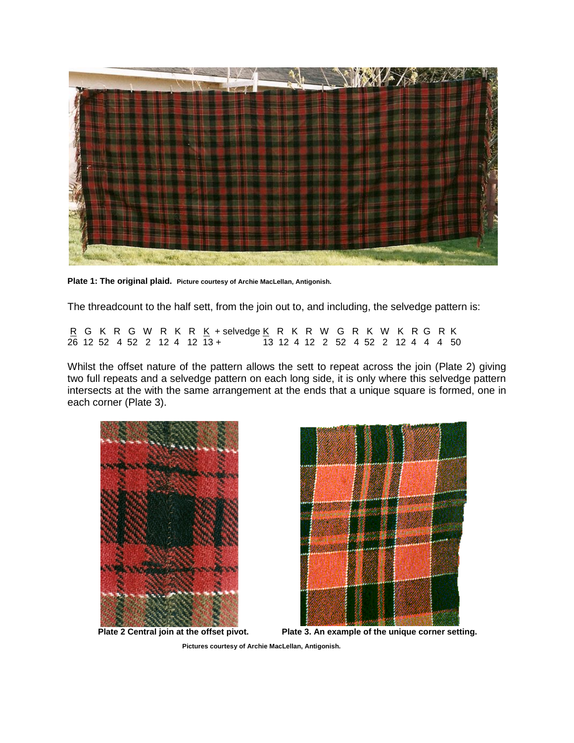**Plate 1: The original plaid.** **Picture courtesy of Archie MacLellan, Antigonish.**

The threadcount to the half sett, from the join out to, and including, the selvedge pattern is:

| R | G | K | R | G | W | R | K | R | K | + selvedge | K | R | K | R | W | G | R | K | W | K | R | G | R | K |
|---|---|---|---|---|---|---|---|---|---|---|---|---|---|---|---|---|---|---|---|---|---|---|---|---|
| 26 | 12 | 52 | 4 | 52 | 2 | 12 | 4 | 12 | 13 | + | 13 | 12 | 4 | 12 | 2 | 52 | 4 | 52 | 2 | 12 | 4 | 4 | 4 | 50 |

Whilst the offset nature of the pattern allows the sett to repeat across the join (Plate 2) giving two full repeats and a selvedge pattern on each long side, it is only where this selvedge pattern intersects at the with the same arrangement at the ends that a unique square is formed, one in each corner (Plate 3).

**Plate 2 Central join at the offset pivot.**

**Plate 3. An example of the unique corner setting.**

**Pictures courtesy of Archie MacLellan, Antigonish.**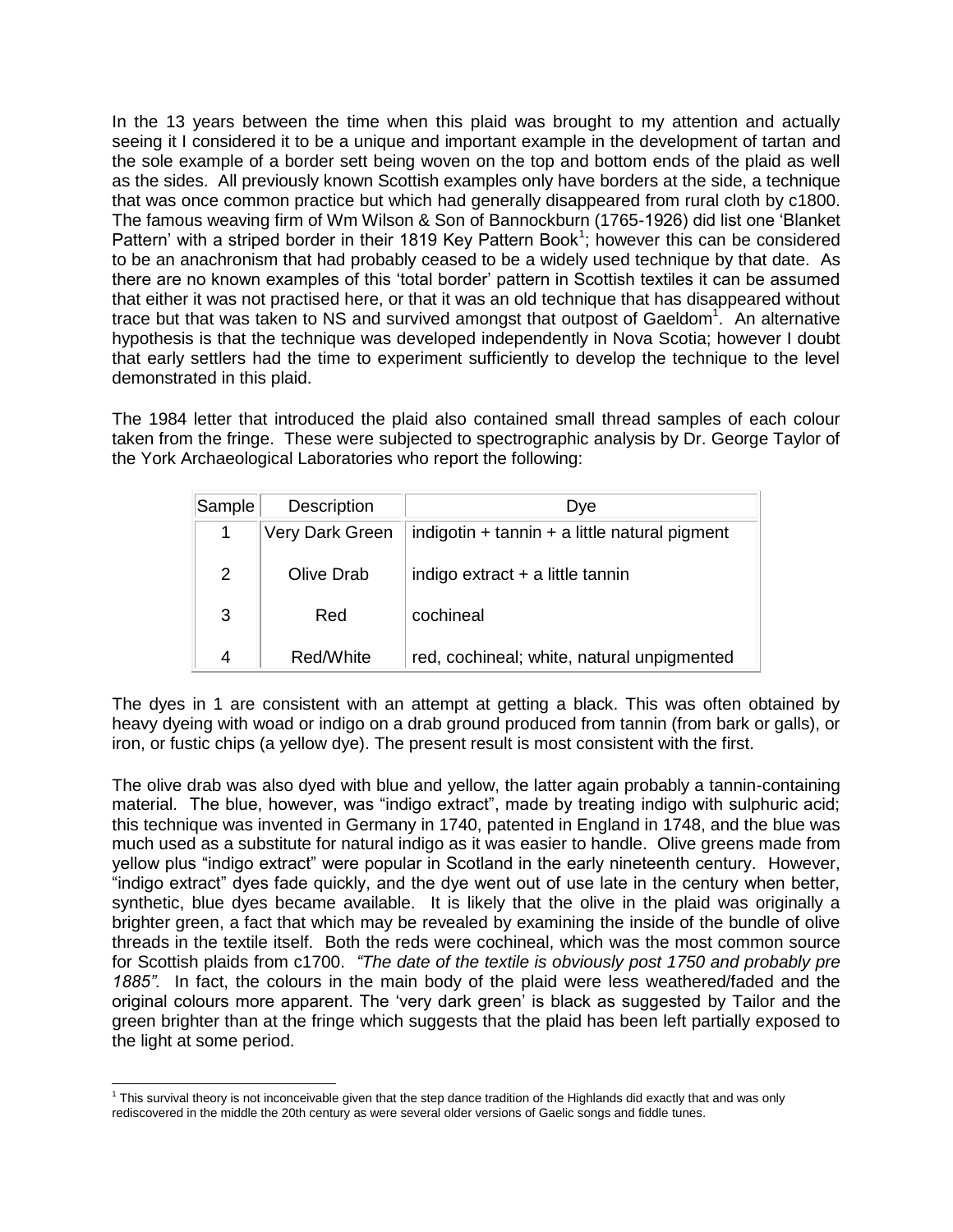In the 13 years between the time when this plaid was brought to my attention and actually seeing it I considered it to be a unique and important example in the development of tartan and the sole example of a border sett being woven on the top and bottom ends of the plaid as well as the sides. All previously known Scottish examples only have borders at the side, a technique that was once common practice but which had generally disappeared from rural cloth by c1800. The famous weaving firm of Wm Wilson & Son of Bannockburn (1765-1926) did list one 'Blanket Pattern' with a striped border in their 1819 Key Pattern Book[1]; however this can be considered to be an anachronism that had probably ceased to be a widely used technique by that date. As there are no known examples of this 'total border' pattern in Scottish textiles it can be assumed that either it was not practised here, or that it was an old technique that has disappeared without trace but that was taken to NS and survived amongst that outpost of Gaeldom[1]. An alternative hypothesis is that the technique was developed independently in Nova Scotia; however I doubt that early settlers had the time to experiment sufficiently to develop the technique to the level demonstrated in this plaid.

The 1984 letter that introduced the plaid also contained small thread samples of each colour taken from the fringe. These were subjected to spectrographic analysis by Dr. George Taylor of the York Archaeological Laboratories who report the following:

| Sample | Description | Dye |
|---|---|---|
| 1 | Very Dark Green | indigotin + tannin + a little natural pigment |
| 2 | Olive Drab | indigo extract + a little tannin |
| 3 | Red | cochineal |
| 4 | Red/White | red, cochineal; white, natural unpigmented |

The dyes in 1 are consistent with an attempt at getting a black. This was often obtained by heavy dyeing with woad or indigo on a drab ground produced from tannin (from bark or galls), or iron, or fustic chips (a yellow dye). The present result is most consistent with the first.

The olive drab was also dyed with blue and yellow, the latter again probably a tannin-containing material. The blue, however, was "indigo extract", made by treating indigo with sulphuric acid; this technique was invented in Germany in 1740, patented in England in 1748, and the blue was much used as a substitute for natural indigo as it was easier to handle. Olive greens made from yellow plus "indigo extract" were popular in Scotland in the early nineteenth century. However, "indigo extract" dyes fade quickly, and the dye went out of use late in the century when better, synthetic, blue dyes became available. It is likely that the olive in the plaid was originally a brighter green, a fact that which may be revealed by examining the inside of the bundle of olive threads in the textile itself. Both the reds were cochineal, which was the most common source for Scottish plaids from c1700. *"The date of the textile is obviously post 1750 and probably pre 1885".* In fact, the colours in the main body of the plaid were less weathered/faded and the original colours more apparent. The 'very dark green' is black as suggested by Tailor and the green brighter than at the fringe which suggests that the plaid has been left partially exposed to the light at some period.

[1] This survival theory is not inconceivable given that the step dance tradition of the Highlands did exactly that and was only rediscovered in the middle the 20th century as were several older versions of Gaelic songs and fiddle tunes.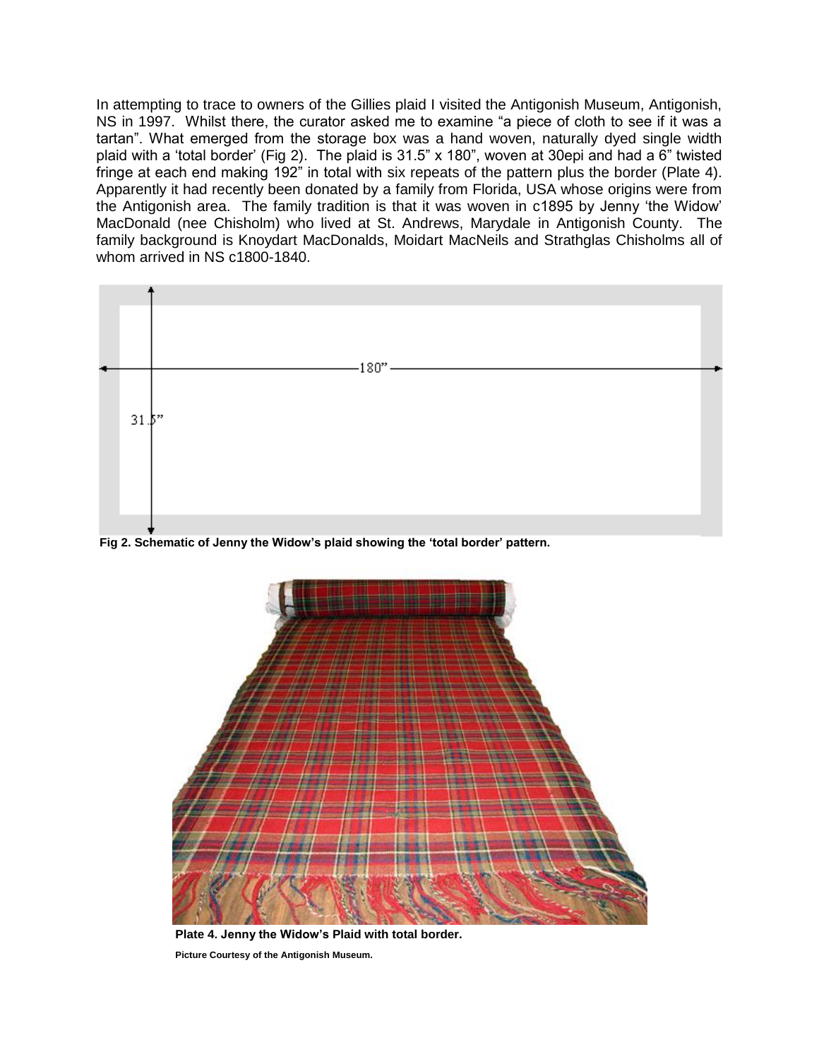In attempting to trace to owners of the Gillies plaid I visited the Antigonish Museum, Antigonish, NS in 1997. Whilst there, the curator asked me to examine "a piece of cloth to see if it was a tartan". What emerged from the storage box was a hand woven, naturally dyed single width plaid with a 'total border' (Fig 2). The plaid is 31.5" x 180", woven at 30epi and had a 6" twisted fringe at each end making 192" in total with six repeats of the pattern plus the border (Plate 4). Apparently it had recently been donated by a family from Florida, USA whose origins were from the Antigonish area. The family tradition is that it was woven in c1895 by Jenny 'the Widow' MacDonald (nee Chisholm) who lived at St. Andrews, Marydale in Antigonish County. The family background is Knoydart MacDonalds, Moidart MacNeils and Strathglas Chisholms all of whom arrived in NS c1800-1840.

180"

31.5"

**Fig 2. Schematic of Jenny the Widow's plaid showing the 'total border' pattern.**

**Plate 4. Jenny the Widow's Plaid with total border.**

**Picture Courtesy of the Antigonish Museum.**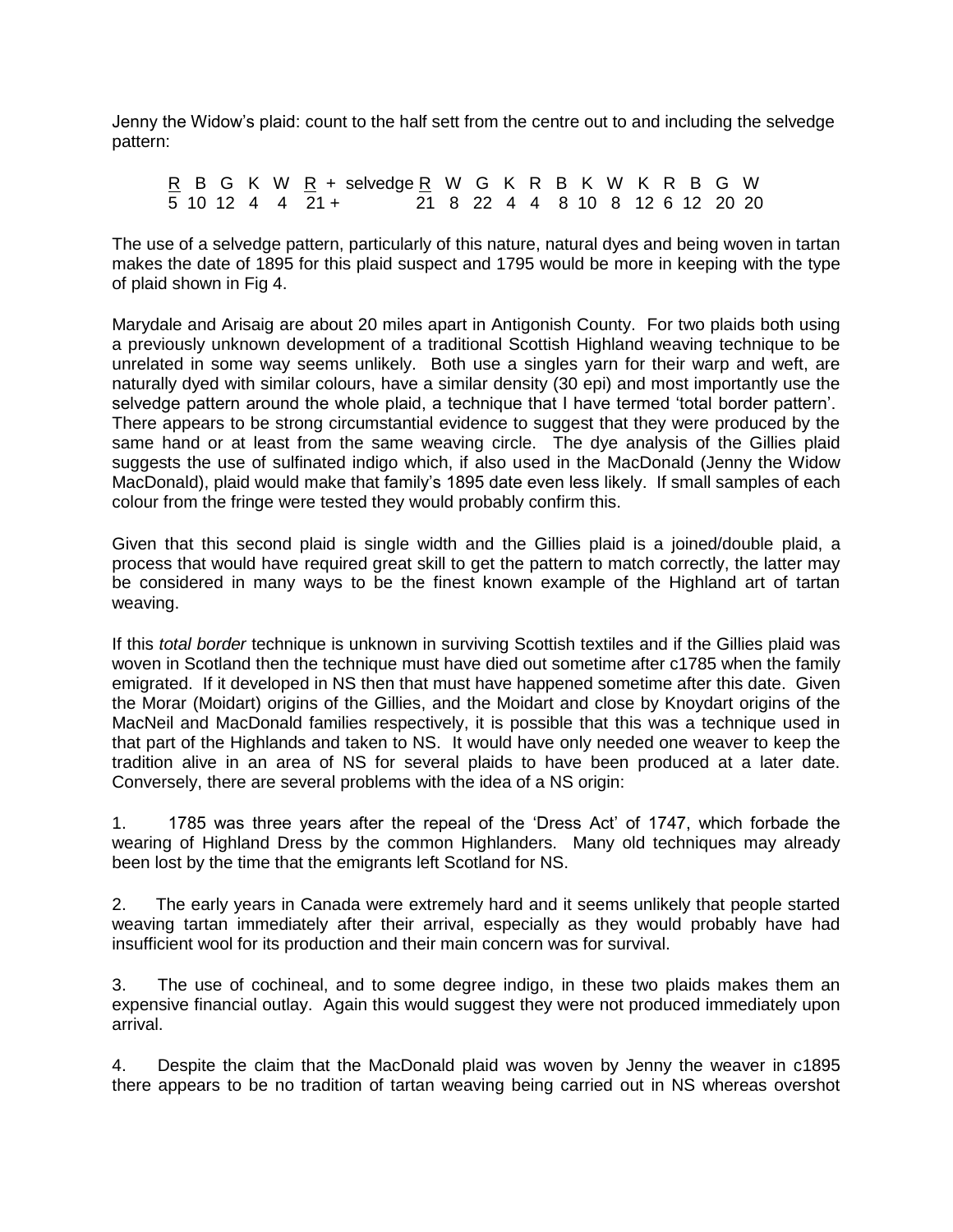Jenny the Widow's plaid: count to the half sett from the centre out to and including the selvedge pattern:

| R | B | G | K | W | R | + selvedge | R | W | G | K | R | B | K | W | K | R | B | G | W |
|---|---|---|---|---|---|---|---|---|---|---|---|---|---|---|---|---|---|---|---|
| 5 | 10 | 12 | 4 | 4 | 21 + | | 21 | 8 | 22 | 4 | 4 | 8 | 10 | 8 | 12 | 6 | 12 | 20 | 20 |

The use of a selvedge pattern, particularly of this nature, natural dyes and being woven in tartan makes the date of 1895 for this plaid suspect and 1795 would be more in keeping with the type of plaid shown in Fig 4.

Marydale and Arisaig are about 20 miles apart in Antigonish County. For two plaids both using a previously unknown development of a traditional Scottish Highland weaving technique to be unrelated in some way seems unlikely. Both use a singles yarn for their warp and weft, are naturally dyed with similar colours, have a similar density (30 epi) and most importantly use the selvedge pattern around the whole plaid, a technique that I have termed 'total border pattern'. There appears to be strong circumstantial evidence to suggest that they were produced by the same hand or at least from the same weaving circle. The dye analysis of the Gillies plaid suggests the use of sulfinated indigo which, if also used in the MacDonald (Jenny the Widow MacDonald), plaid would make that family's 1895 date even less likely. If small samples of each colour from the fringe were tested they would probably confirm this.

Given that this second plaid is single width and the Gillies plaid is a joined/double plaid, a process that would have required great skill to get the pattern to match correctly, the latter may be considered in many ways to be the finest known example of the Highland art of tartan weaving.

If this *total border* technique is unknown in surviving Scottish textiles and if the Gillies plaid was woven in Scotland then the technique must have died out sometime after c1785 when the family emigrated. If it developed in NS then that must have happened sometime after this date. Given the Morar (Moidart) origins of the Gillies, and the Moidart and close by Knoydart origins of the MacNeil and MacDonald families respectively, it is possible that this was a technique used in that part of the Highlands and taken to NS. It would have only needed one weaver to keep the tradition alive in an area of NS for several plaids to have been produced at a later date. Conversely, there are several problems with the idea of a NS origin:

1. 1785 was three years after the repeal of the 'Dress Act' of 1747, which forbade the wearing of Highland Dress by the common Highlanders. Many old techniques may already been lost by the time that the emigrants left Scotland for NS.

2. The early years in Canada were extremely hard and it seems unlikely that people started weaving tartan immediately after their arrival, especially as they would probably have had insufficient wool for its production and their main concern was for survival.

3. The use of cochineal, and to some degree indigo, in these two plaids makes them an expensive financial outlay. Again this would suggest they were not produced immediately upon arrival.

4. Despite the claim that the MacDonald plaid was woven by Jenny the weaver in c1895 there appears to be no tradition of tartan weaving being carried out in NS whereas overshot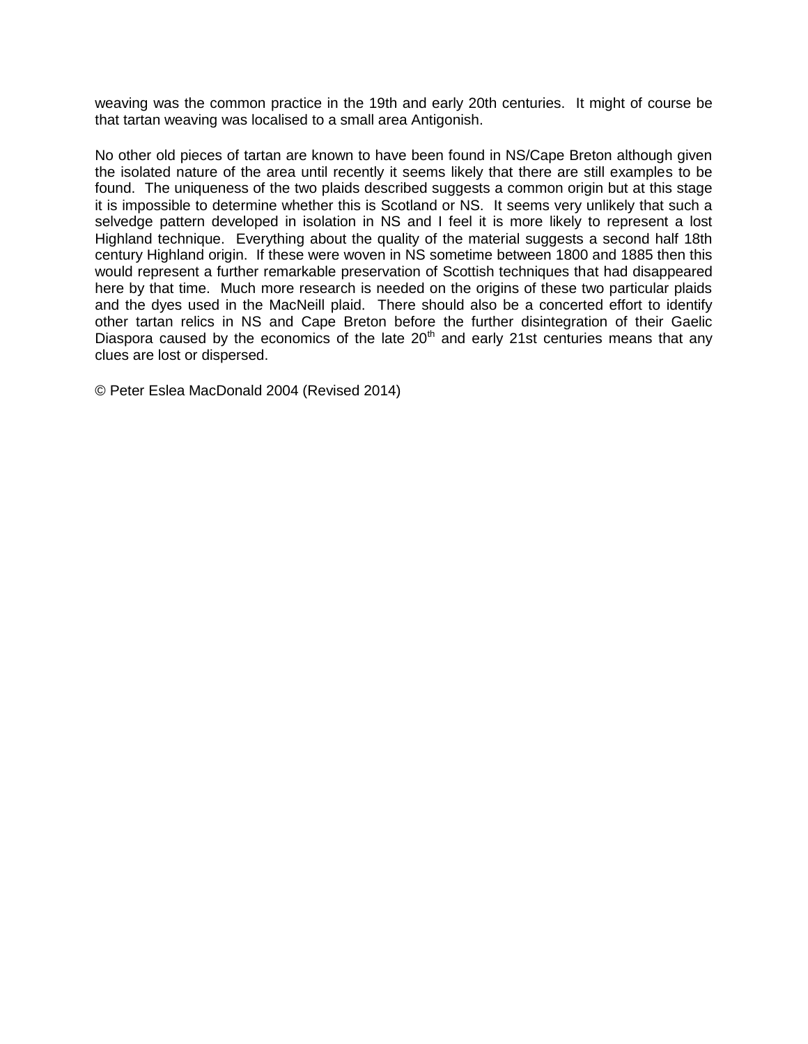weaving was the common practice in the 19th and early 20th centuries. It might of course be that tartan weaving was localised to a small area Antigonish.

No other old pieces of tartan are known to have been found in NS/Cape Breton although given the isolated nature of the area until recently it seems likely that there are still examples to be found. The uniqueness of the two plaids described suggests a common origin but at this stage it is impossible to determine whether this is Scotland or NS. It seems very unlikely that such a selvedge pattern developed in isolation in NS and I feel it is more likely to represent a lost Highland technique. Everything about the quality of the material suggests a second half 18th century Highland origin. If these were woven in NS sometime between 1800 and 1885 then this would represent a further remarkable preservation of Scottish techniques that had disappeared here by that time. Much more research is needed on the origins of these two particular plaids and the dyes used in the MacNeill plaid. There should also be a concerted effort to identify other tartan relics in NS and Cape Breton before the further disintegration of their Gaelic Diaspora caused by the economics of the late 20th and early 21st centuries means that any clues are lost or dispersed.

© Peter Eslea MacDonald 2004 (Revised 2014)